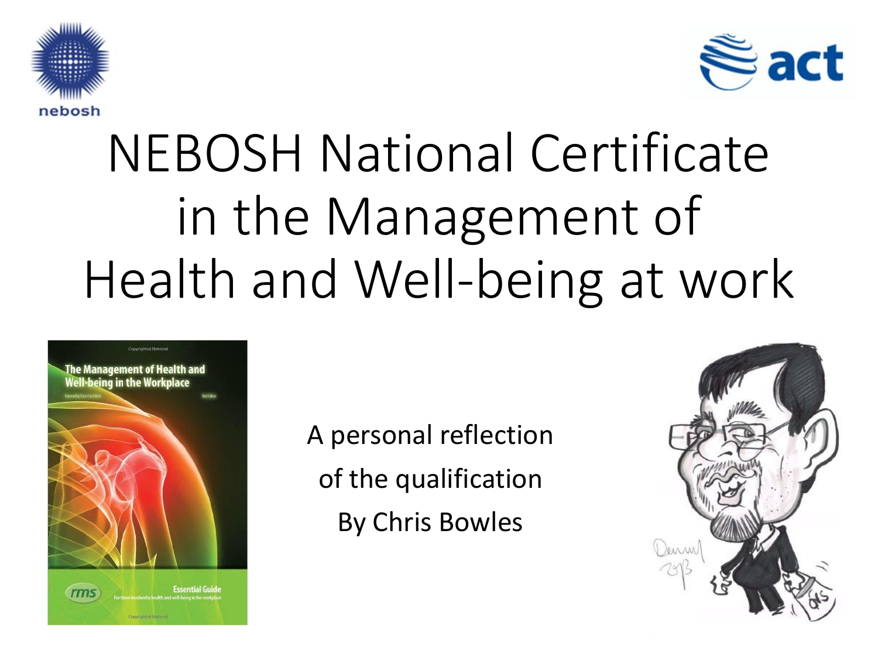# NEBOSH National Certificate in the Management of Health and Well-being at work

A personal reflection

of the qualification

By Chris Bowles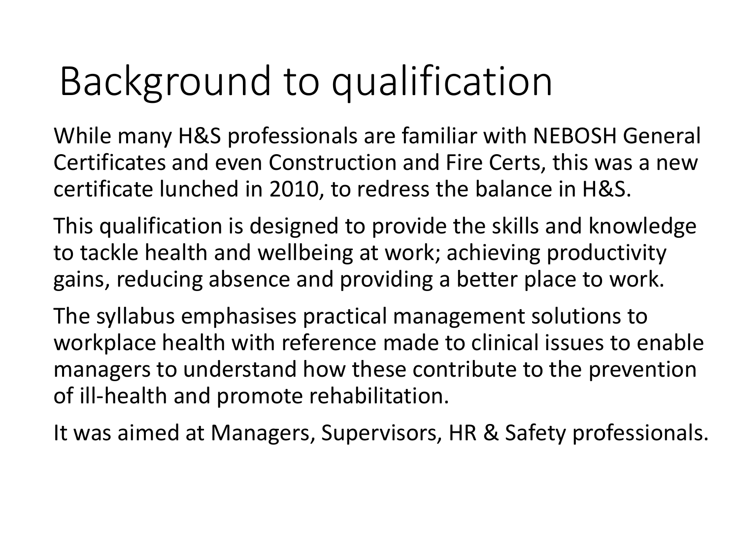# Background to qualification

While many H&S professionals are familiar with NEBOSH General Certificates and even Construction and Fire Certs, this was a new certificate lunched in 2010, to redress the balance in H&S.

This qualification is designed to provide the skills and knowledge to tackle health and wellbeing at work; achieving productivity gains, reducing absence and providing a better place to work.

The syllabus emphasises practical management solutions to workplace health with reference made to clinical issues to enable managers to understand how these contribute to the prevention of ill-health and promote rehabilitation.

It was aimed at Managers, Supervisors, HR & Safety professionals.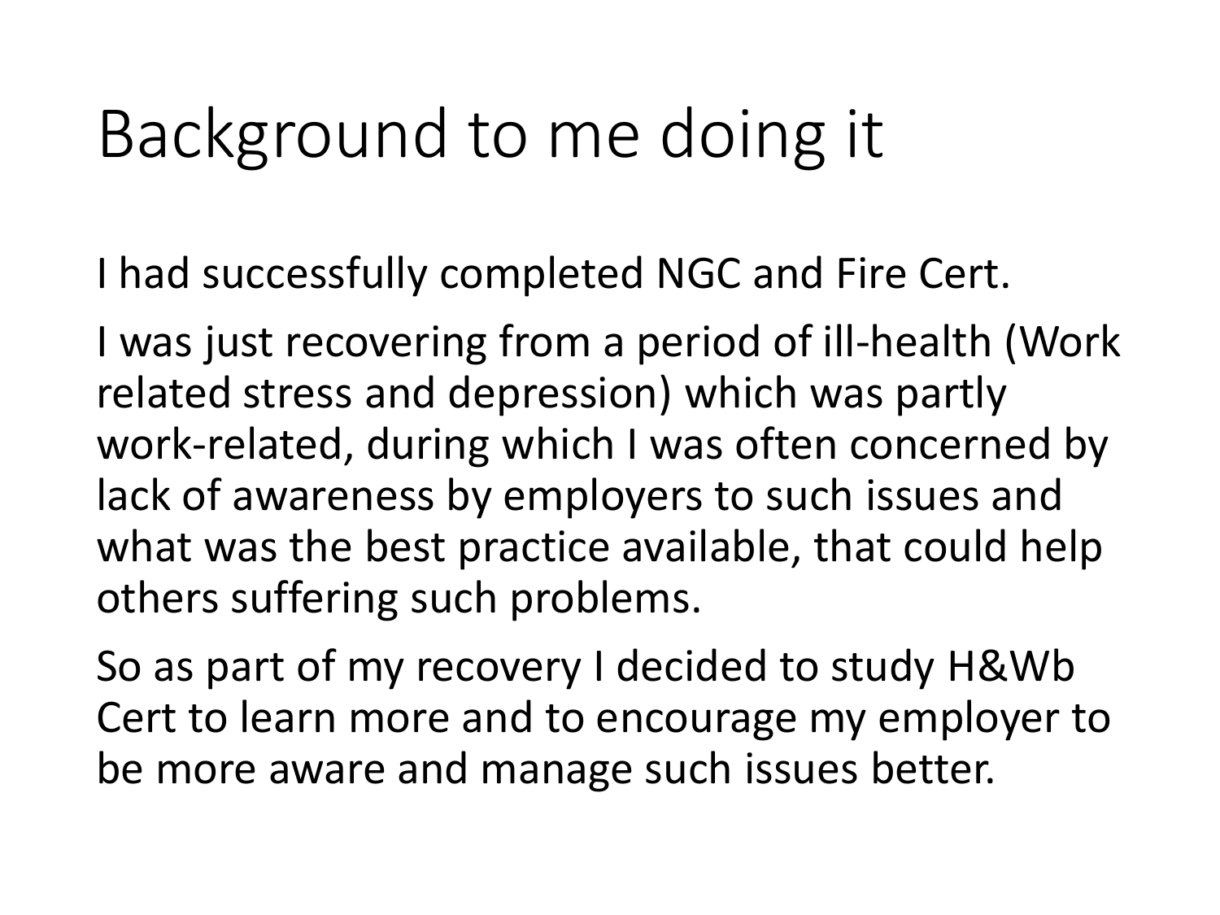# Background to me doing it

I had successfully completed NGC and Fire Cert.

I was just recovering from a period of ill-health (Work related stress and depression) which was partly work-related, during which I was often concerned by lack of awareness by employers to such issues and what was the best practice available, that could help others suffering such problems.

So as part of my recovery I decided to study H&Wb Cert to learn more and to encourage my employer to be more aware and manage such issues better.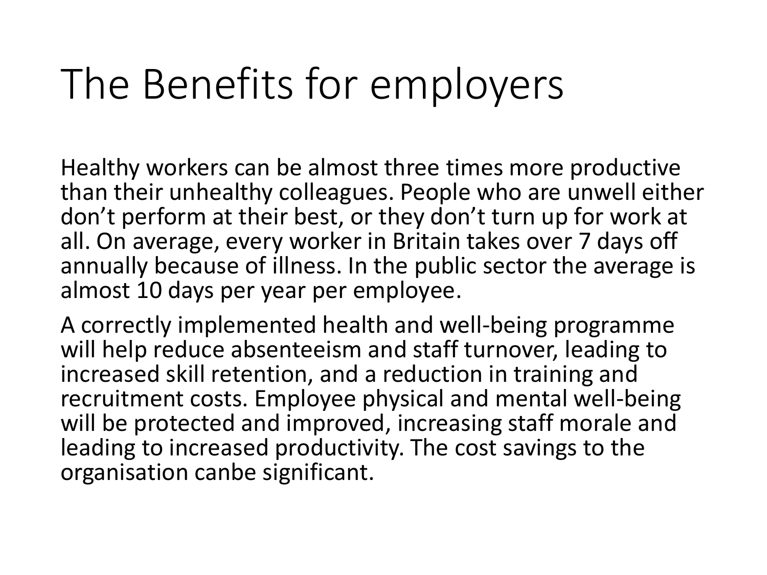# The Benefits for employers

Healthy workers can be almost three times more productive than their unhealthy colleagues. People who are unwell either don't perform at their best, or they don't turn up for work at all. On average, every worker in Britain takes over 7 days off annually because of illness. In the public sector the average is almost 10 days per year per employee.

A correctly implemented health and well-being programme will help reduce absenteeism and staff turnover, leading to increased skill retention, and a reduction in training and recruitment costs. Employee physical and mental well-being will be protected and improved, increasing staff morale and leading to increased productivity. The cost savings to the organisation canbe significant.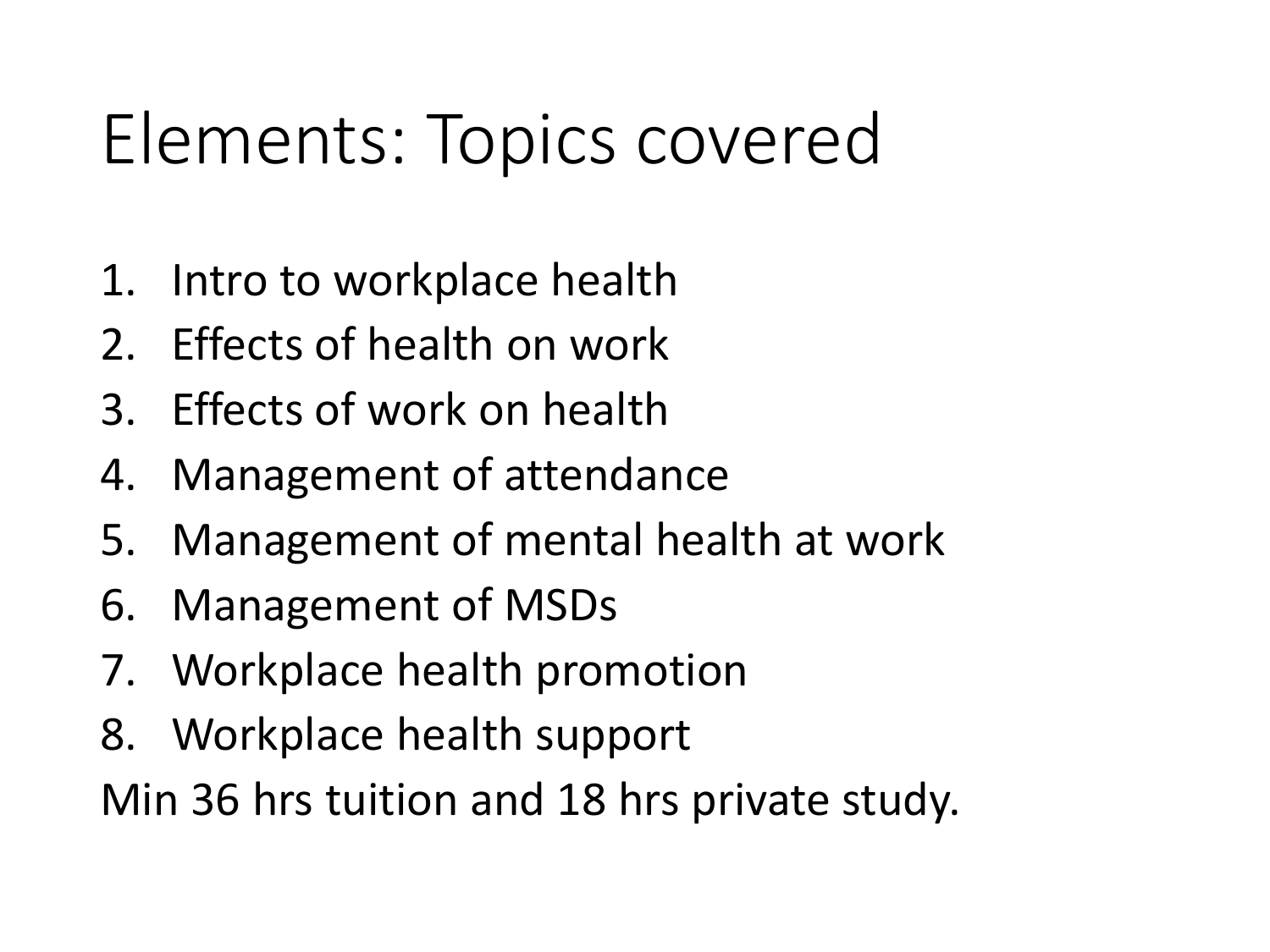# Elements: Topics covered

1. Intro to workplace health
2. Effects of health on work
3. Effects of work on health
4. Management of attendance
5. Management of mental health at work
6. Management of MSDs
7. Workplace health promotion
8. Workplace health support

Min 36 hrs tuition and 18 hrs private study.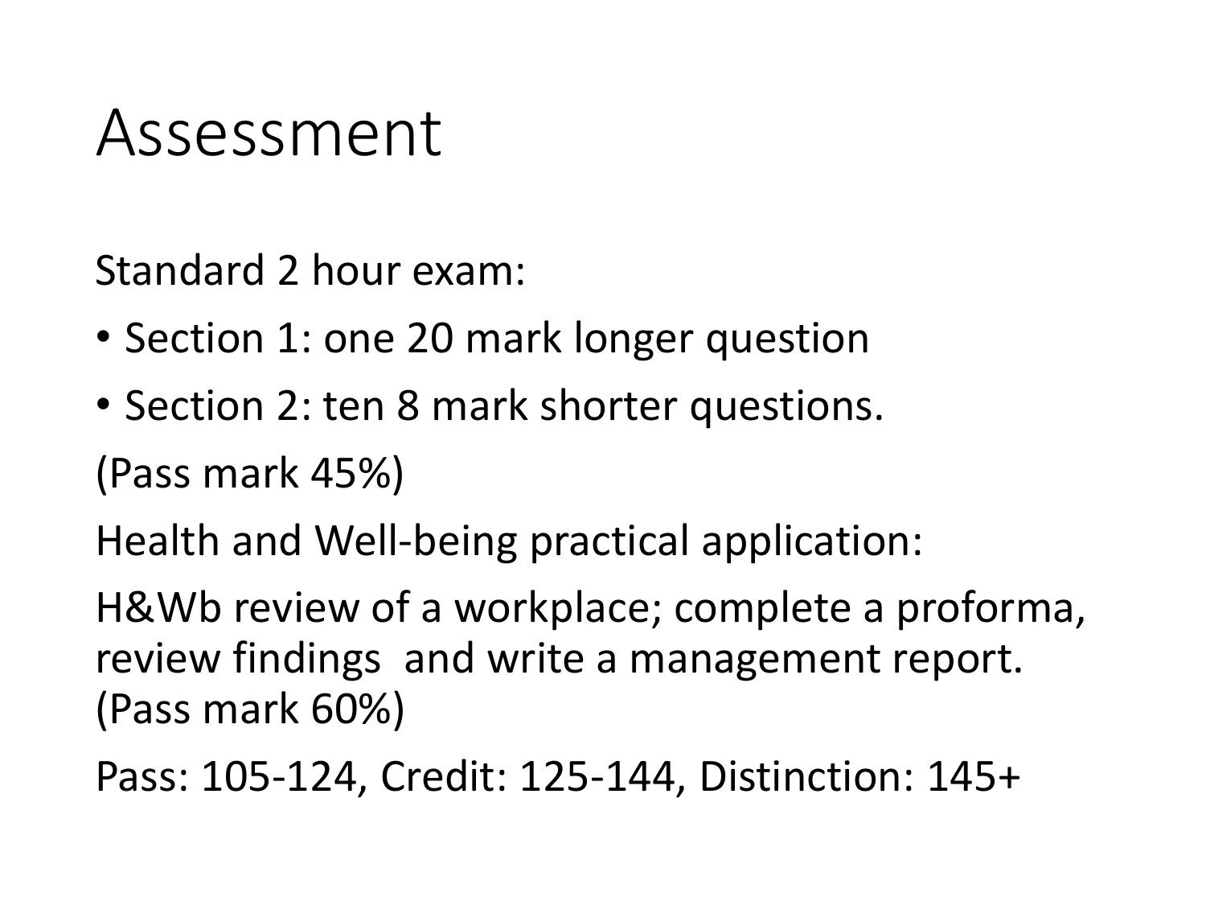# Assessment

Standard 2 hour exam:

- Section 1: one 20 mark longer question
- Section 2: ten 8 mark shorter questions.

(Pass mark 45%)

Health and Well-being practical application:

H&Wb review of a workplace; complete a proforma, review findings and write a management report. (Pass mark 60%)

Pass: 105-124, Credit: 125-144, Distinction: 145+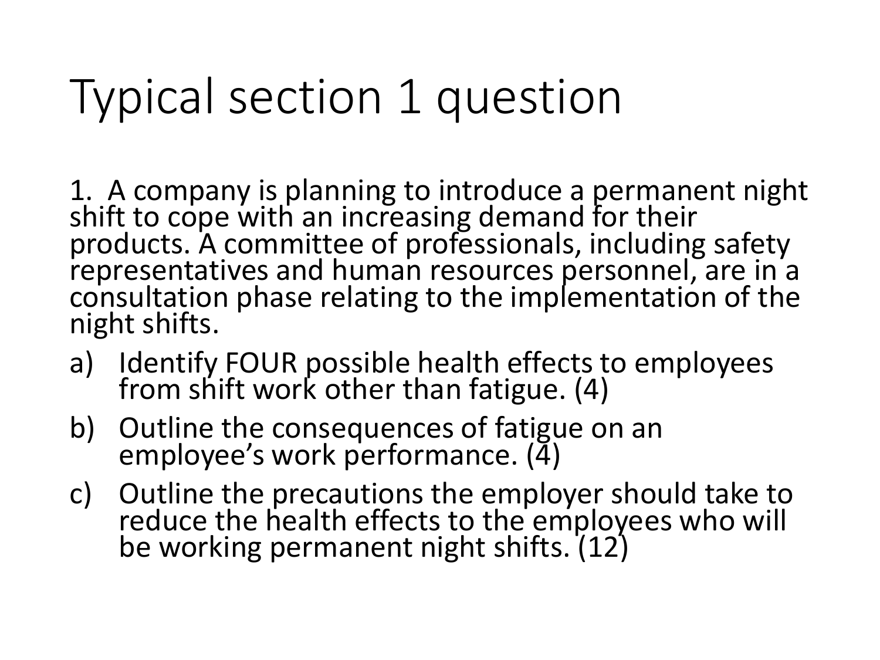# Typical section 1 question

1. A company is planning to introduce a permanent night shift to cope with an increasing demand for their products. A committee of professionals, including safety representatives and human resources personnel, are in a consultation phase relating to the implementation of the night shifts.

a) Identify FOUR possible health effects to employees from shift work other than fatigue. (4)

b) Outline the consequences of fatigue on an employee's work performance. (4)

c) Outline the precautions the employer should take to reduce the health effects to the employees who will be working permanent night shifts. (12)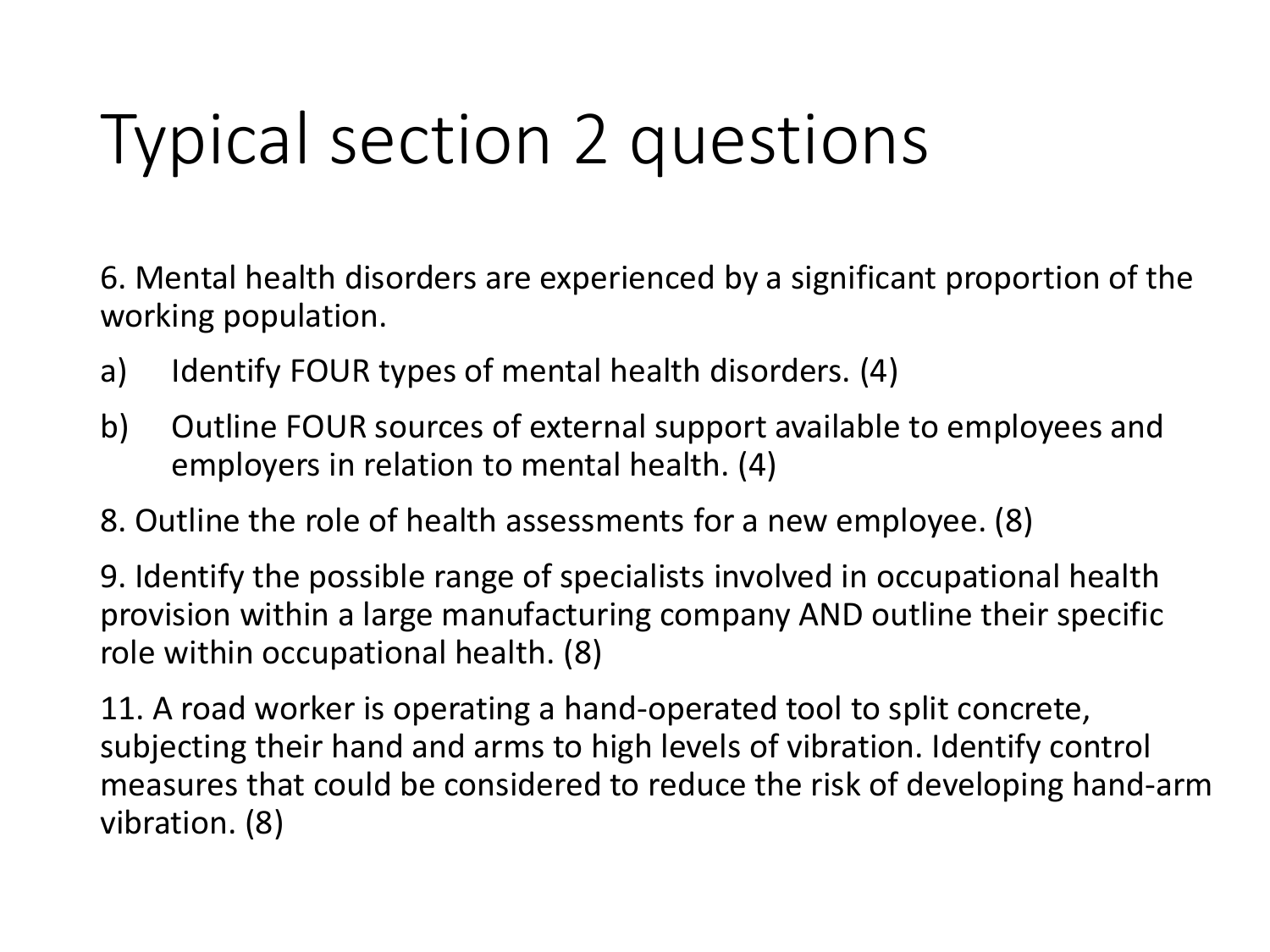# Typical section 2 questions

6. Mental health disorders are experienced by a significant proportion of the working population.

a) Identify FOUR types of mental health disorders. (4)

b) Outline FOUR sources of external support available to employees and employers in relation to mental health. (4)

8. Outline the role of health assessments for a new employee. (8)

9. Identify the possible range of specialists involved in occupational health provision within a large manufacturing company AND outline their specific role within occupational health. (8)

11. A road worker is operating a hand-operated tool to split concrete, subjecting their hand and arms to high levels of vibration. Identify control measures that could be considered to reduce the risk of developing hand-arm vibration. (8)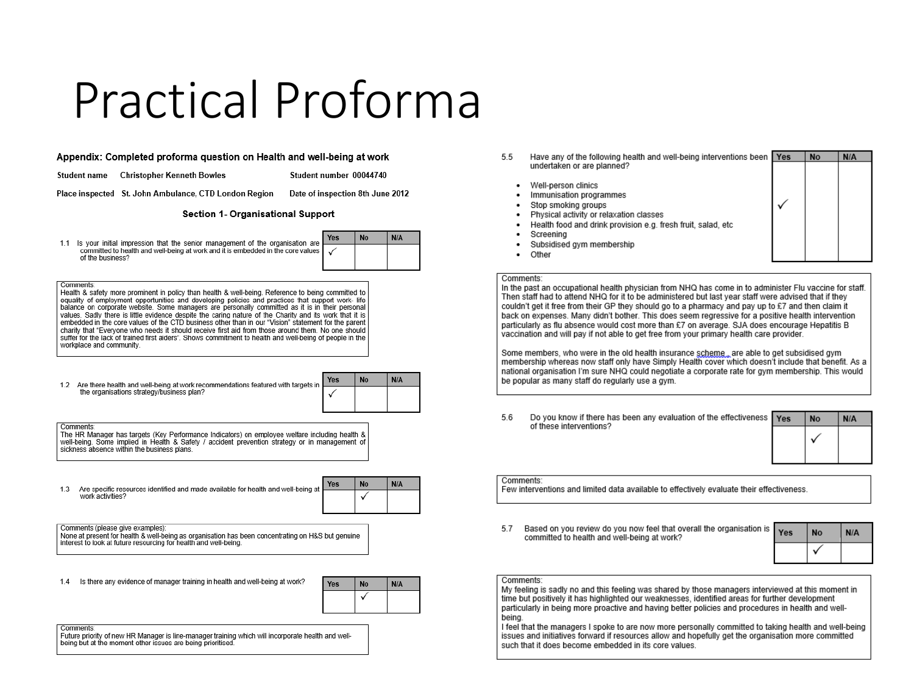# Practical Proforma

**Appendix: Completed proforma question on Health and well-being at work**

**Student name** Christopher Kenneth Bowles **Student number** 00044740

**Place inspected** St. John Ambulance, CTD London Region **Date of inspection** 8th June 2012

### Section 1- Organisational Support

1.1 Is your initial impression that the senior management of the organisation are committed to health and well-being at work and it is embedded in the core values of the business?

| Yes | No | N/A |
|---|---|---|
| ✓ | | |

Comments:
Health & safety more prominent in policy than health & well-being. Reference to being committed to equality of employment opportunities and developing policies and practices that support work- life balance on corporate website. Some managers are personally committed as it is in their personal values. Sadly there is little evidence despite the caring nature of the Charity and its work that it is embedded in the core values of the CTD business other than in our "Vision" statement for the parent charity that "Everyone who needs it should receive first aid from those around them. No one should suffer for the lack of trained first aiders". Shows commitment to health and well-being of people in the workplace and community.

1.2 Are there health and well-being at work recommendations featured with targets in the organisations strategy/business plan?

| Yes | No | N/A |
|---|---|---|
| ✓ | | |

Comments:
The HR Manager has targets (Key Performance Indicators) on employee welfare including health & well-being. Some implied in Health & Safety / accident prevention strategy or in management of sickness absence within the business plans.

1.3 Are specific resources identified and made available for health and well-being at work activities?

| Yes | No | N/A |
|---|---|---|
| | ✓ | |

Comments (please give examples):
None at present for health & well-being as organisation has been concentrating on H&S but genuine interest to look at future resourcing for health and well-being.

1.4 Is there any evidence of manager training in health and well-being at work?

| Yes | No | N/A |
|---|---|---|
| | ✓ | |

Comments:
Future priority of new HR Manager is line-manager training which will incorporate health and well-being but at the moment other issues are being prioritised.

5.5 Have any of the following health and well-being interventions been undertaken or are planned?

- Well-person clinics
- Immunisation programmes
- Stop smoking groups
- Physical activity or relaxation classes
- Health food and drink provision e.g. fresh fruit, salad, etc
- Screening
- Subsidised gym membership
- Other

| Yes | No | N/A |
|---|---|---|
| ✓ | | |

Comments:
In the past an occupational health physician from NHQ has come in to administer Flu vaccine for staff. Then staff had to attend NHQ for it to be administered but last year staff were advised that if they couldn't get it free from their GP they should go to a pharmacy and pay up to £7 and then claim it back on expenses. Many didn't bother. This does seem regressive for a positive health intervention particularly as flu absence would cost more than £7 on average. SJA does encourage Hepatitis B vaccination and will pay if not able to get free from your primary health care provider.

Some members, who were in the old health insurance scheme , are able to get subsidised gym membership whereas now staff only have Simply Health cover which doesn't include that benefit. As a national organisation I'm sure NHQ could negotiate a corporate rate for gym membership. This would be popular as many staff do regularly use a gym.

5.6 Do you know if there has been any evaluation of the effectiveness of these interventions?

| Yes | No | N/A |
|---|---|---|
| | ✓ | |

Comments:
Few interventions and limited data available to effectively evaluate their effectiveness.

5.7 Based on you review do you now feel that overall the organisation is committed to health and well-being at work?

| Yes | No | N/A |
|---|---|---|
| | ✓ | |

Comments:
My feeling is sadly no and this feeling was shared by those managers interviewed at this moment in time but positively it has highlighted our weaknesses, identified areas for further development particularly in being more proactive and having better policies and procedures in health and well-being.
I feel that the managers I spoke to are now more personally committed to taking health and well-being issues and initiatives forward if resources allow and hopefully get the organisation more committed such that it does become embedded in its core values.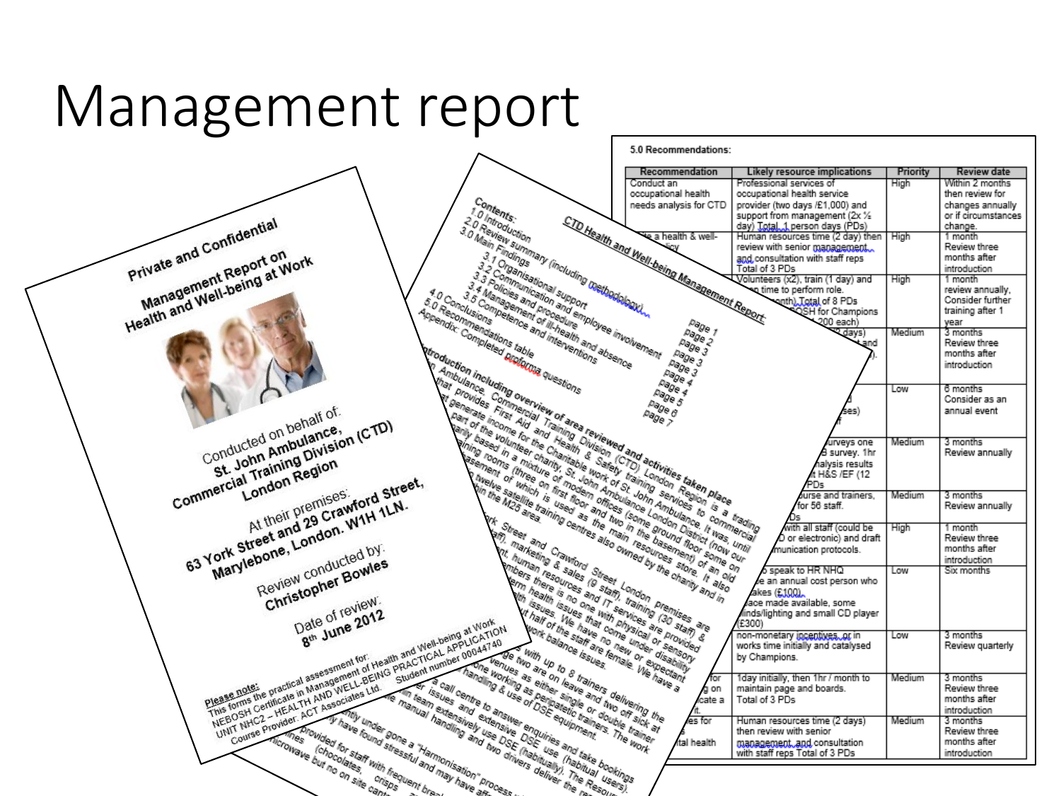# Management report

Private and Confidential

Management Report on Health and Well-being at Work

Conducted on behalf of:
St. John Ambulance,
Commercial Training Division (CTD)
London Region

At their premises:
63 York Street and 29 Crawford Street,
Marylebone, London. W1H 1LN.

Review conducted by:
Christopher Bowles

Date of review:
8th June 2012

Please note:
This forms the practical assessment for:
NEBOSH Certificate in Management of Health and Well-being at Work
UNIT NHC2 – HEALTH AND WELL-BEING PRACTICAL APPLICATION
Course Provider: ACT Associates Ltd. Student number 00044740

CTD Health and Well-being Management Report

Contents:

- 1.0 Introduction — page 1
- 2.0 Review summary (including methodology) — page 2
- 3.0 Main Findings — page 3
  - 3.1 Organisational support — page 3
  - 3.2 Communication and employee involvement — page 4
  - 3.3 Policies and procedure — page 4
  - 3.4 Management of ill-health and absence — page 5
  - 3.5 Competence and interventions — page 6
- 4.0 Conclusions — page 7
- 5.0 Recommendations table
- Appendix: Completed proforma questions

5.0 Recommendations:

| Recommendation | Likely resource implications | Priority | Review date |
|---|---|---|---|
| Conduct an occupational health needs analysis for CTD | Professional services of occupational health service provider (two days /£1,000) and support from management (2x ½ day) Total 1 person days (PDs) | High | Within 2 months then review for changes annually or if circumstances change. |
| …te a health & well-…licy | Human resources time (2 day) then review with senior management and consultation with staff reps Total of 3 PDs | High | 1 month Review three months after introduction |
| | Volunteers (x2), train (1 day) and …n time to perform role. …onth) Total of 8 PDs …OSH for Champions …200 each) | High | 1 month review annually, Consider further training after 1 year |
| | …2 days) …t and …). | Medium | 3 months Review three months after introduction |
| | …d …ses) …f | Low | 6 months Consider as an annual event |
| | …urveys one …B survey. 1hr …nalysis results …t H&S /EF (12 …PDs | Medium | 3 months Review annually |
| | …urse and trainers, …for 56 staff. …Ds | Medium | 3 months Review annually |
| | …with all staff (could be …D or electronic) and draft …munication protocols. | High | 1 month Review three months after introduction |
| | …o speak to HR NHQ …e an annual cost person who …akes (£100) …ace made available, some …inds/lighting and small CD player (£300) | Low | Six months |
| | non-monetary incentives, or in works time initially and catalysed by Champions. | Low | 3 months Review quarterly |
| …for …g on …cate a …t. | 1day initially, then 1hr / month to maintain page and boards. Total of 3 PDs | Medium | 3 months Review three months after introduction |
| …es for …tal health | Human resources time (2 days) then review with senior management and consultation with staff reps Total of 3 PDs | Medium | 3 months Review three months after introduction |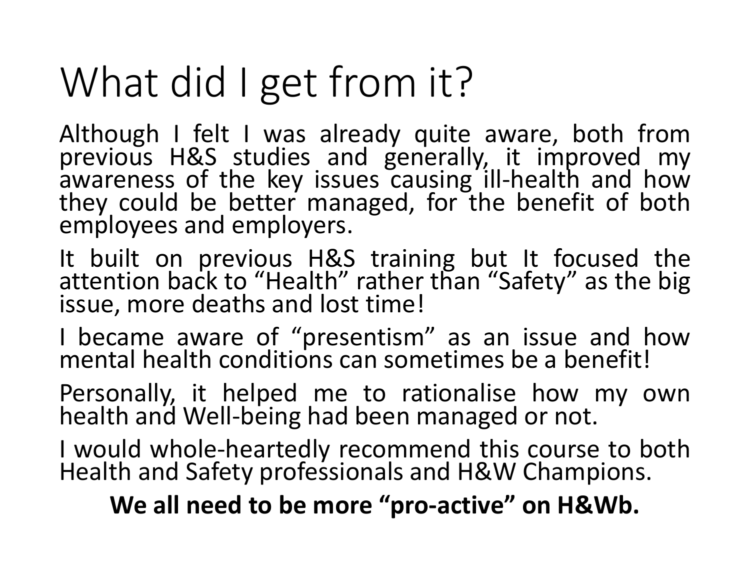# What did I get from it?

Although I felt I was already quite aware, both from previous H&S studies and generally, it improved my awareness of the key issues causing ill-health and how they could be better managed, for the benefit of both employees and employers.

It built on previous H&S training but It focused the attention back to "Health" rather than "Safety" as the big issue, more deaths and lost time!

I became aware of "presentism" as an issue and how mental health conditions can sometimes be a benefit!

Personally, it helped me to rationalise how my own health and Well-being had been managed or not.

I would whole-heartedly recommend this course to both Health and Safety professionals and H&W Champions.

**We all need to be more "pro-active" on H&Wb.**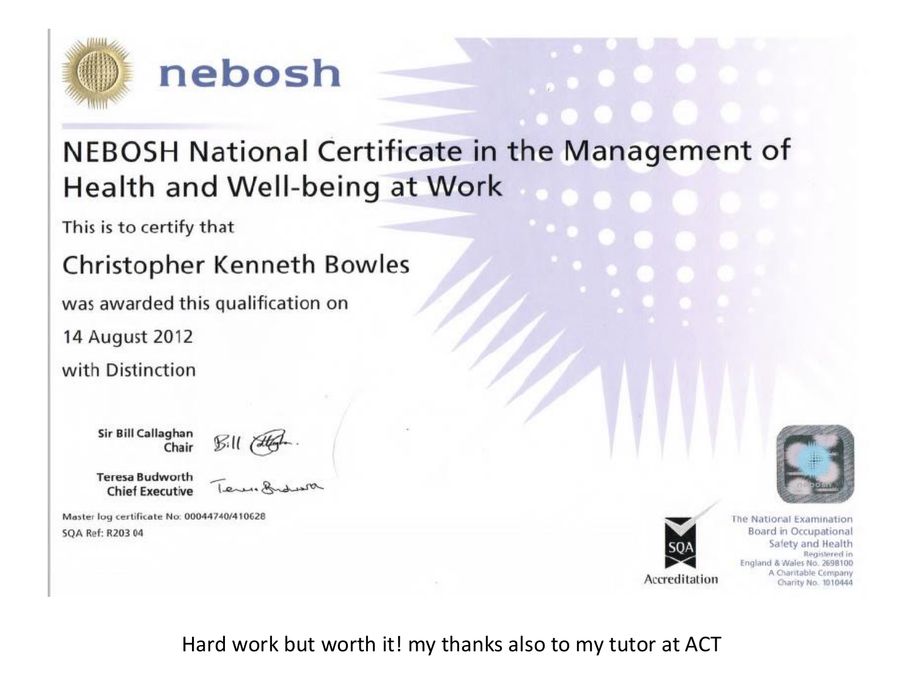nebosh

# NEBOSH National Certificate in the Management of Health and Well-being at Work

This is to certify that

## Christopher Kenneth Bowles

was awarded this qualification on

14 August 2012

with Distinction

**Sir Bill Callaghan**
**Chair**

**Teresa Budworth**
**Chief Executive**

Master log certificate No: 00044740/410628

SQA Ref: R203 04

SQA Accreditation

The National Examination Board in Occupational Safety and Health
Registered in England & Wales No. 2698100
A Charitable Company
Charity No. 1010444

Hard work but worth it! my thanks also to my tutor at ACT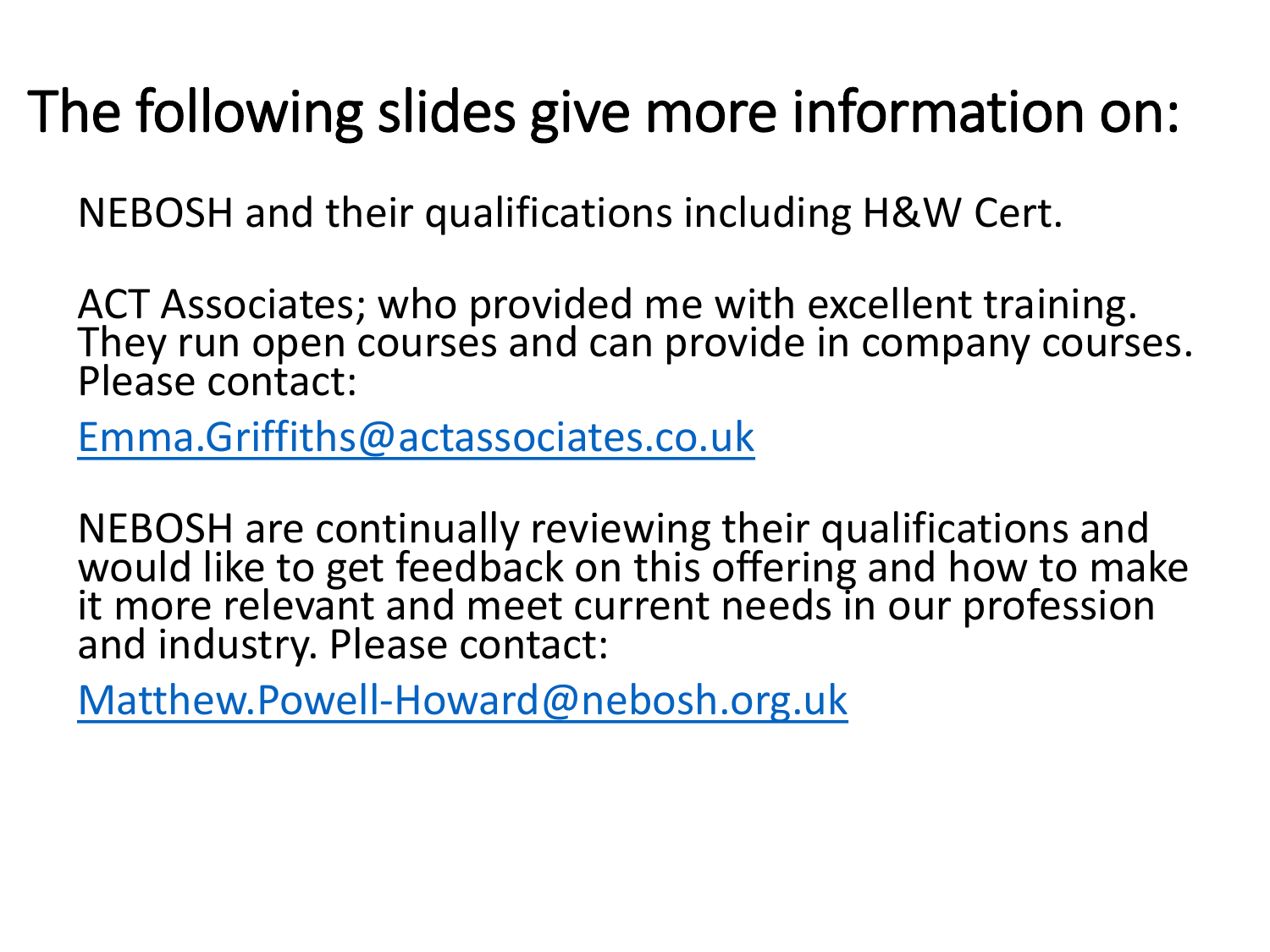# The following slides give more information on:

NEBOSH and their qualifications including H&W Cert.

ACT Associates; who provided me with excellent training. They run open courses and can provide in company courses. Please contact:

Emma.Griffiths@actassociates.co.uk

NEBOSH are continually reviewing their qualifications and would like to get feedback on this offering and how to make it more relevant and meet current needs in our profession and industry. Please contact:

Matthew.Powell-Howard@nebosh.org.uk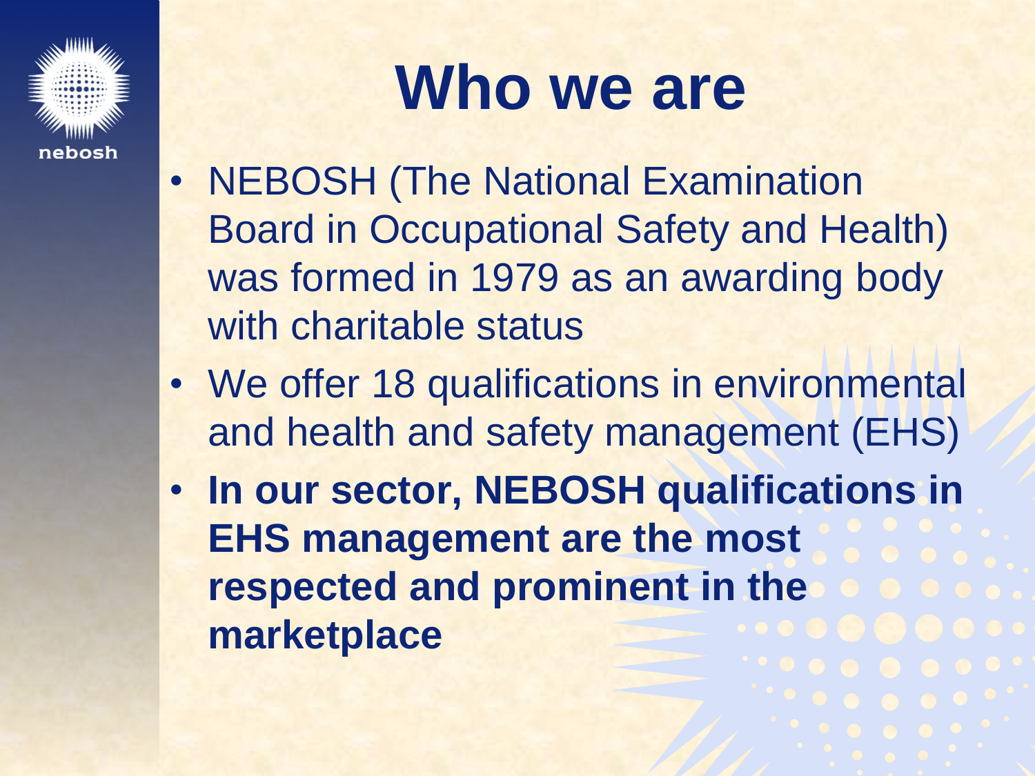# Who we are

- NEBOSH (The National Examination Board in Occupational Safety and Health) was formed in 1979 as an awarding body with charitable status
- We offer 18 qualifications in environmental and health and safety management (EHS)
- **In our sector, NEBOSH qualifications in EHS management are the most respected and prominent in the marketplace**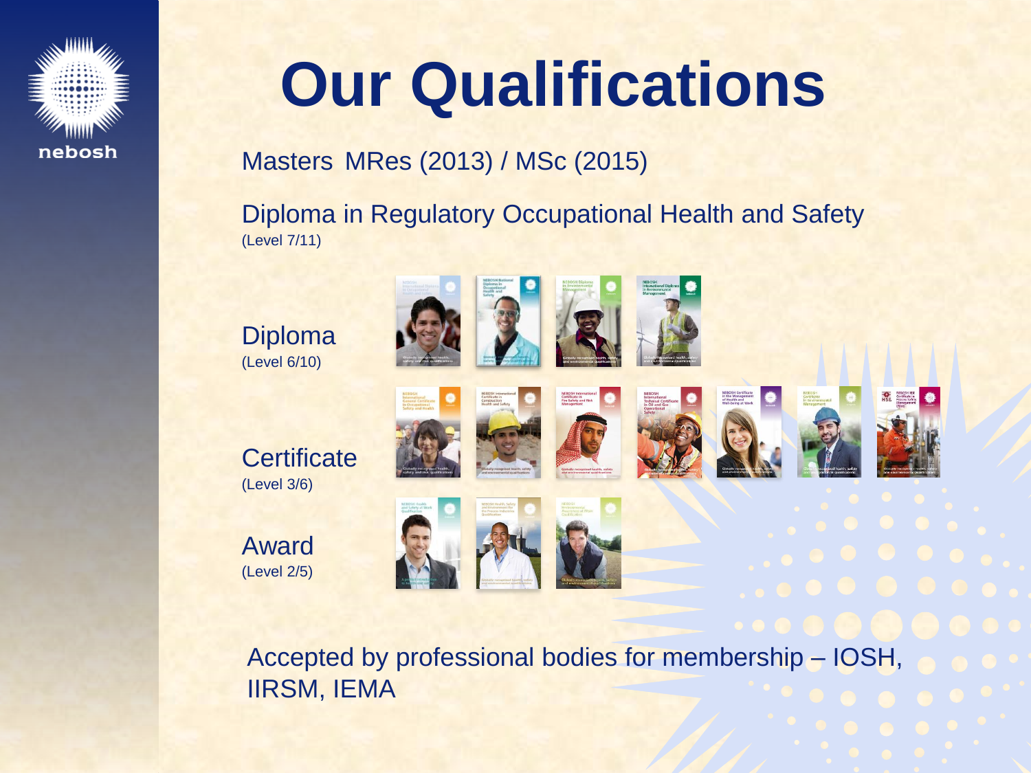# Our Qualifications

Masters MRes (2013) / MSc (2015)

Diploma in Regulatory Occupational Health and Safety
(Level 7/11)

Diploma
(Level 6/10)

Certificate
(Level 3/6)

Award
(Level 2/5)

Accepted by professional bodies for membership – IOSH, IIRSM, IEMA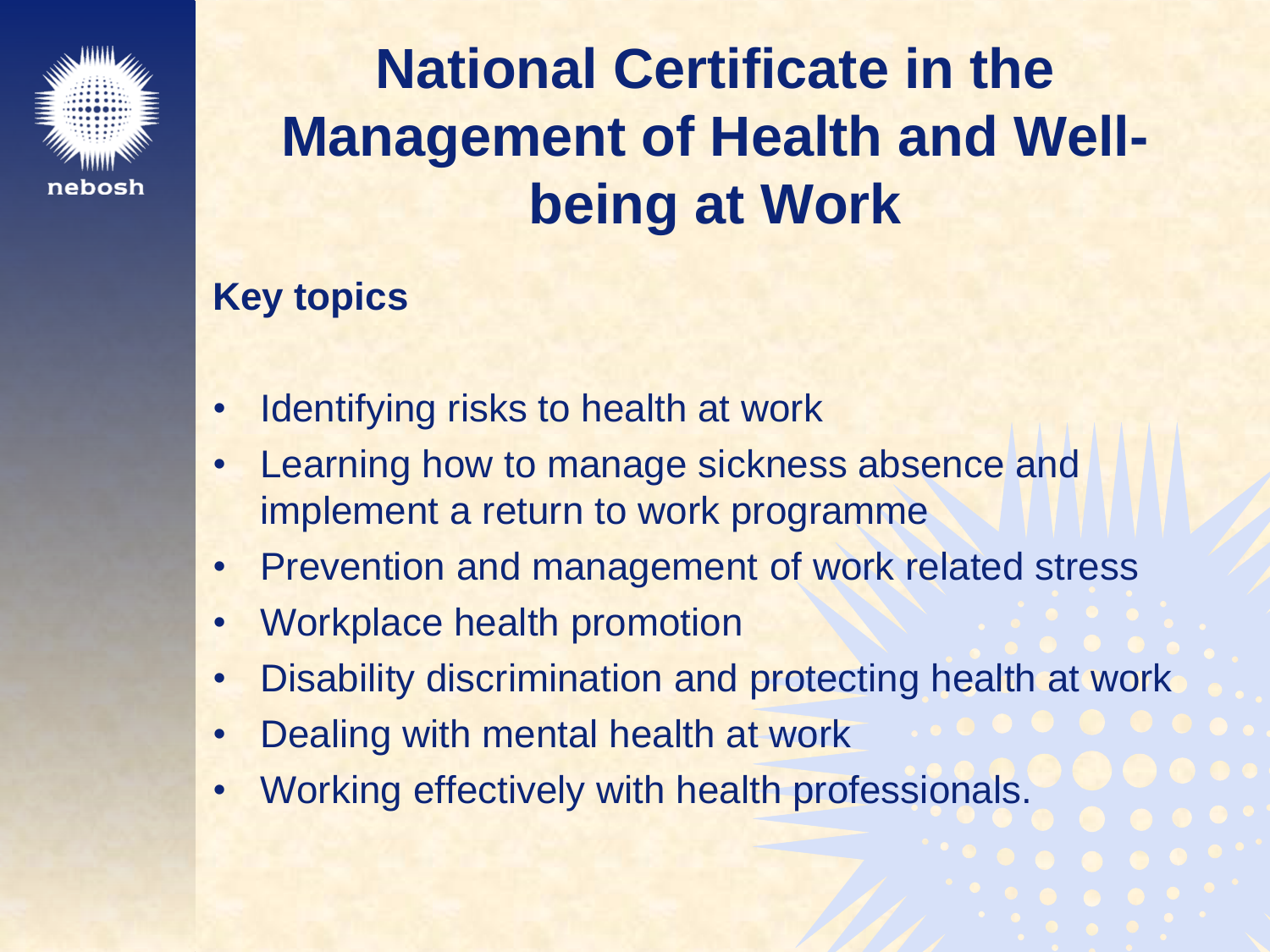nebosh

# National Certificate in the Management of Health and Well-being at Work

**Key topics**

- Identifying risks to health at work
- Learning how to manage sickness absence and implement a return to work programme
- Prevention and management of work related stress
- Workplace health promotion
- Disability discrimination and protecting health at work
- Dealing with mental health at work
- Working effectively with health professionals.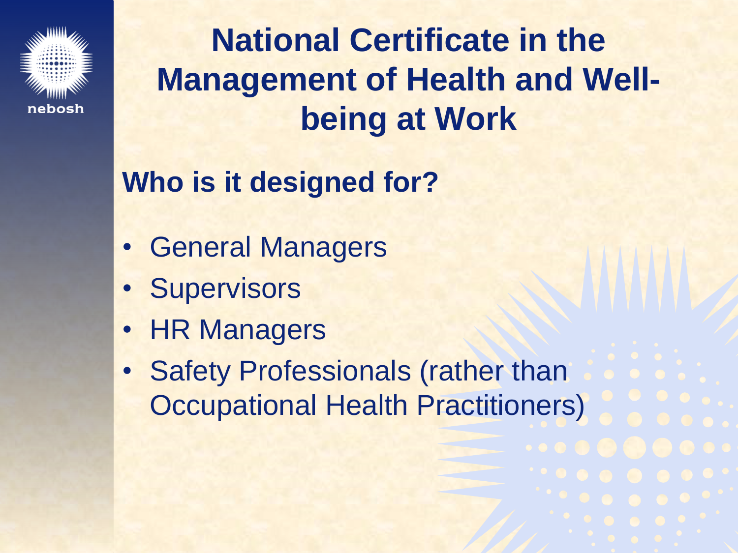# National Certificate in the Management of Health and Well-being at Work

## Who is it designed for?

- General Managers
- Supervisors
- HR Managers
- Safety Professionals (rather than Occupational Health Practitioners)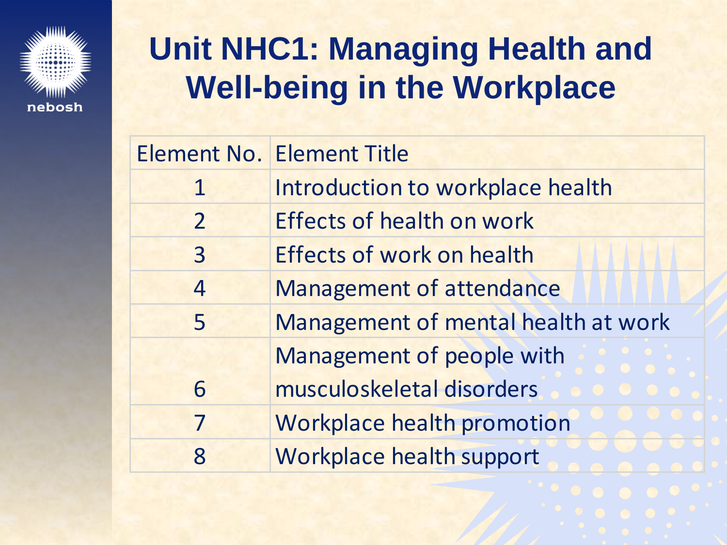# Unit NHC1: Managing Health and Well-being in the Workplace

| Element No. | Element Title |
|---|---|
| 1 | Introduction to workplace health |
| 2 | Effects of health on work |
| 3 | Effects of work on health |
| 4 | Management of attendance |
| 5 | Management of mental health at work |
| 6 | Management of people with musculoskeletal disorders |
| 7 | Workplace health promotion |
| 8 | Workplace health support |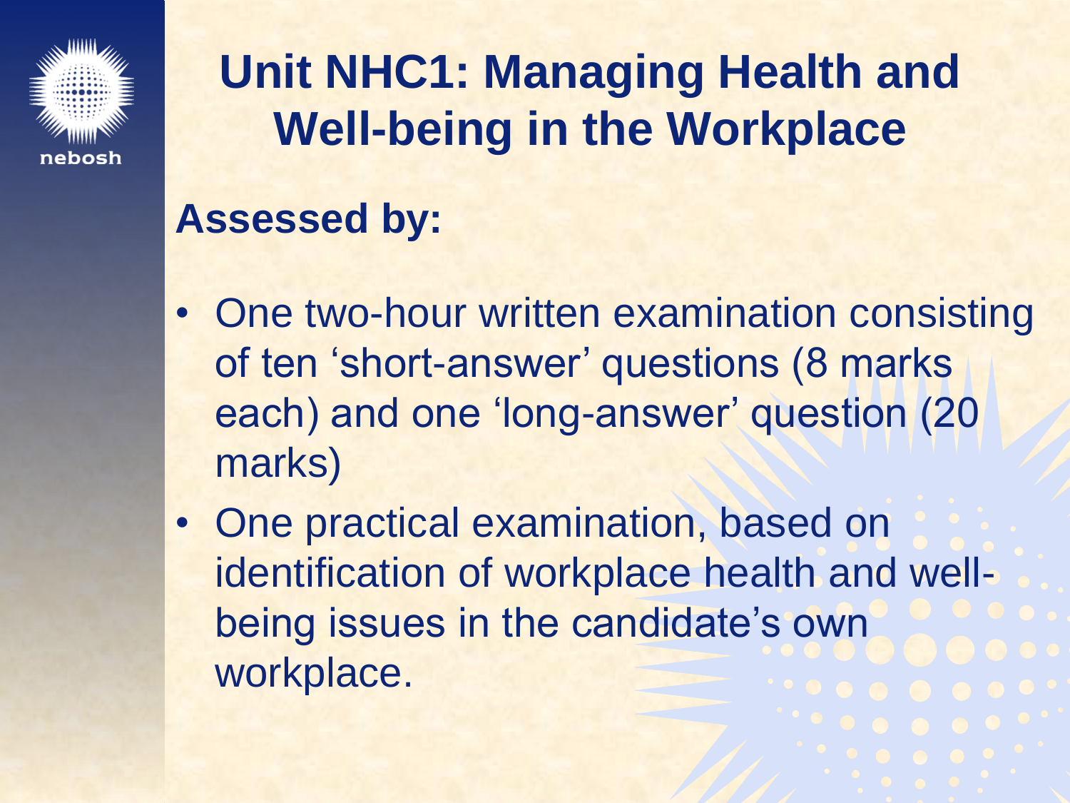# Unit NHC1: Managing Health and Well-being in the Workplace

## Assessed by:

- One two-hour written examination consisting of ten ‘short-answer’ questions (8 marks each) and one ‘long-answer’ question (20 marks)
- One practical examination, based on identification of workplace health and well-being issues in the candidate’s own workplace.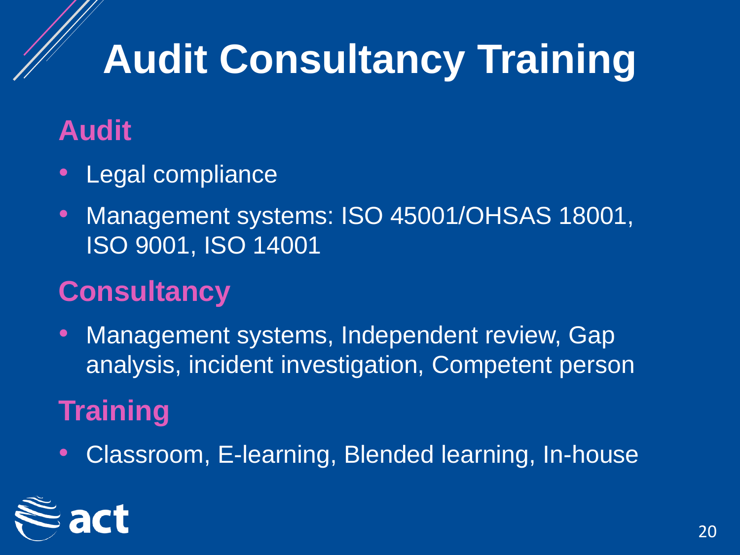# Audit Consultancy Training

## Audit

- Legal compliance
- Management systems: ISO 45001/OHSAS 18001, ISO 9001, ISO 14001

## Consultancy

- Management systems, Independent review, Gap analysis, incident investigation, Competent person

## Training

- Classroom, E-learning, Blended learning, In-house

act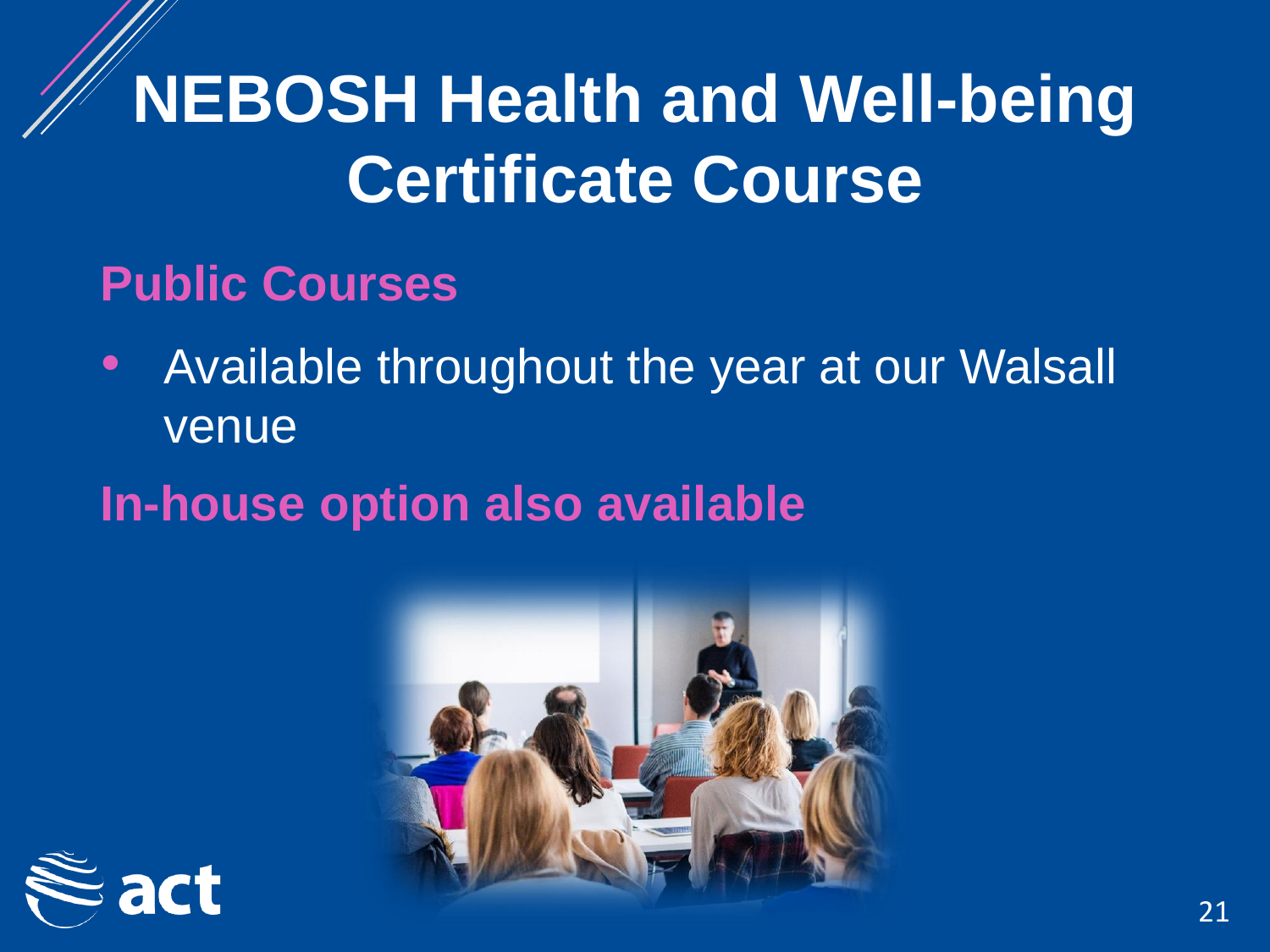# NEBOSH Health and Well-being Certificate Course

## Public Courses

- Available throughout the year at our Walsall venue

## In-house option also available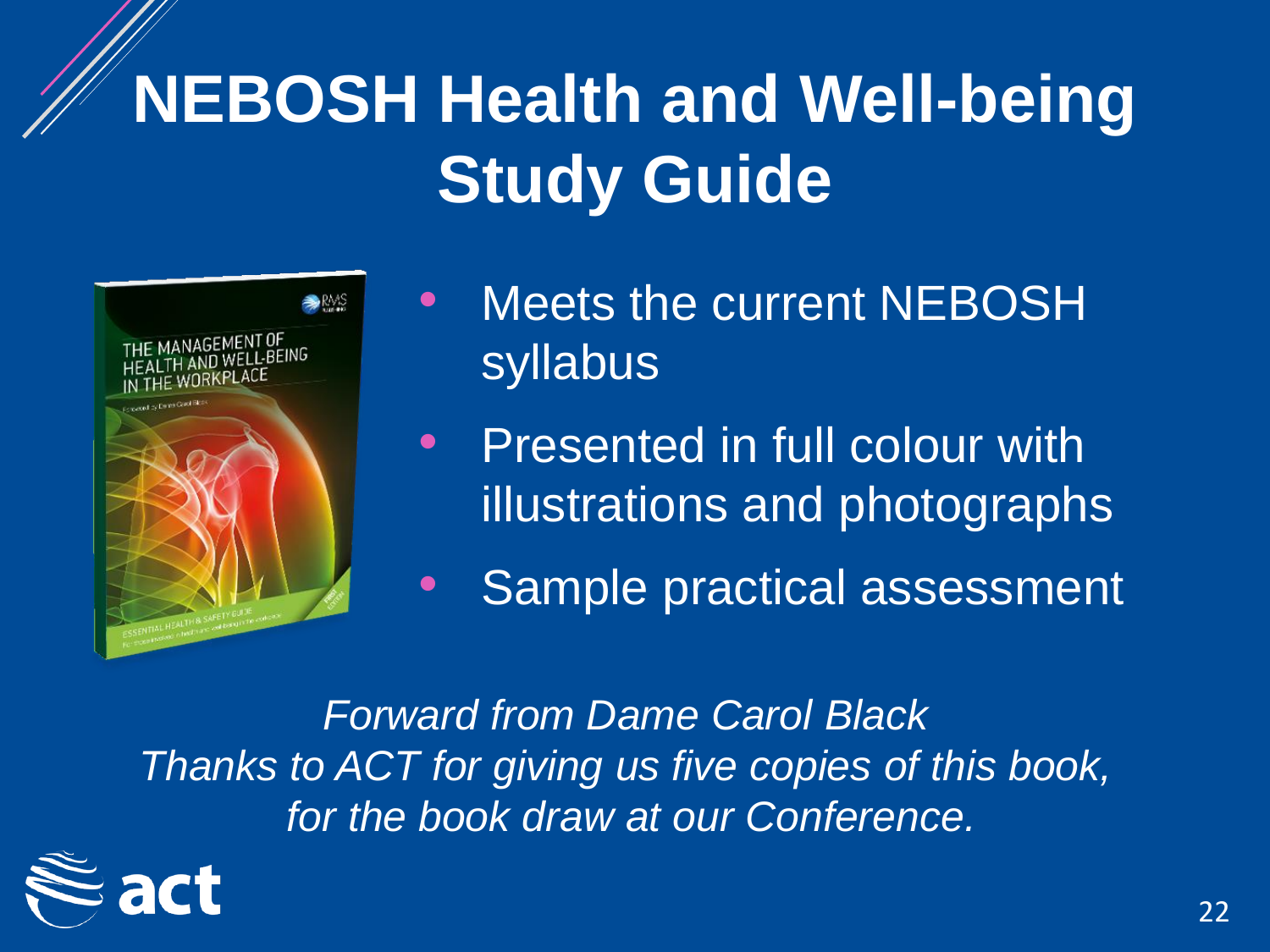# NEBOSH Health and Well-being Study Guide

- Meets the current NEBOSH syllabus
- Presented in full colour with illustrations and photographs
- Sample practical assessment

*Forward from Dame Carol Black*
*Thanks to ACT for giving us five copies of this book, for the book draw at our Conference.*